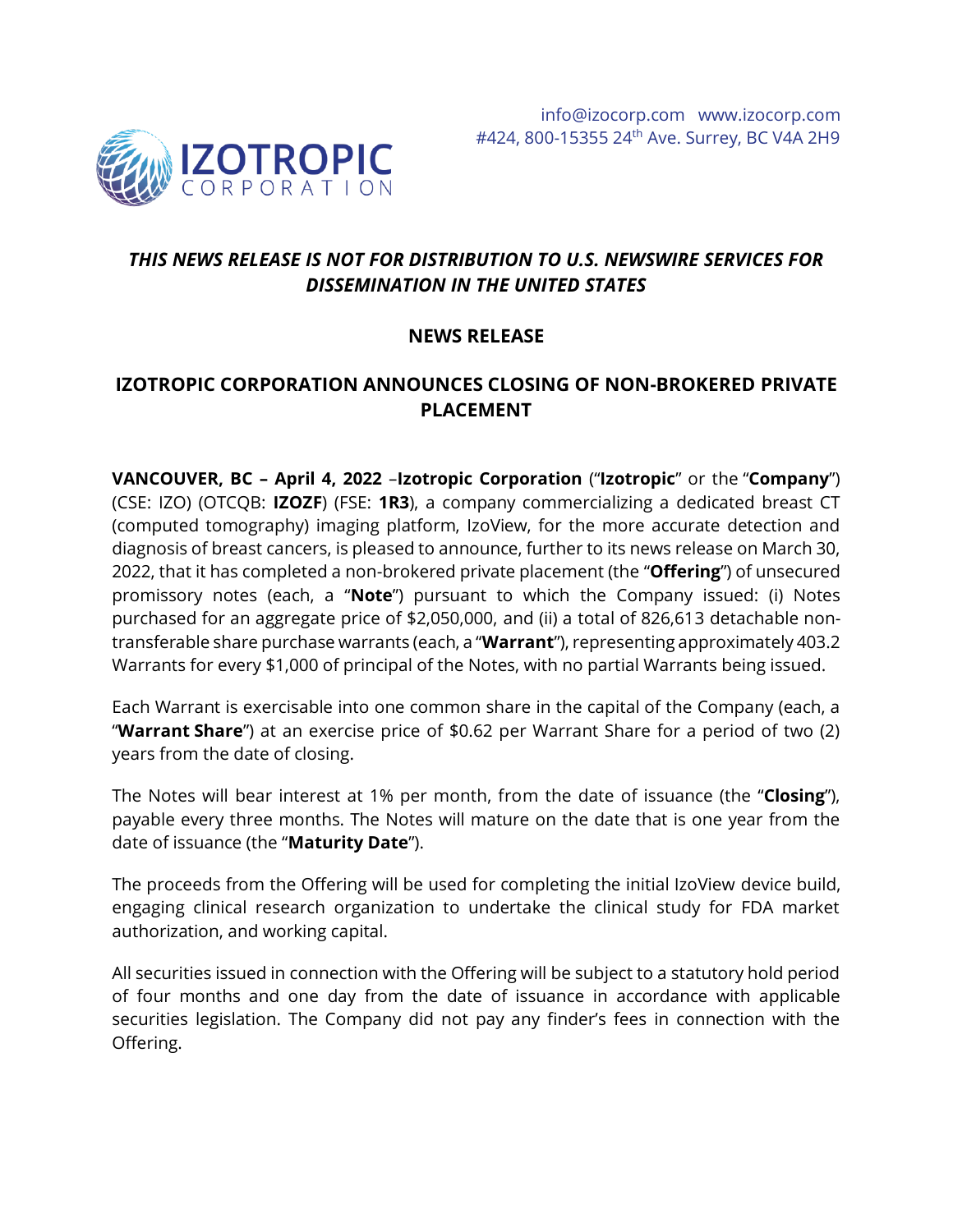info@izocorp.com www.izocorp.com
#424, 800-15355 24th Ave. Surrey, BC V4A 2H9

***THIS NEWS RELEASE IS NOT FOR DISTRIBUTION TO U.S. NEWSWIRE SERVICES FOR DISSEMINATION IN THE UNITED STATES***

**NEWS RELEASE**

# IZOTROPIC CORPORATION ANNOUNCES CLOSING OF NON-BROKERED PRIVATE PLACEMENT

**VANCOUVER, BC – April 4, 2022** –**Izotropic Corporation** ("**Izotropic**" or the "**Company**") (CSE: IZO) (OTCQB: **IZOZF**) (FSE: **1R3**), a company commercializing a dedicated breast CT (computed tomography) imaging platform, IzoView, for the more accurate detection and diagnosis of breast cancers, is pleased to announce, further to its news release on March 30, 2022, that it has completed a non-brokered private placement (the "**Offering**") of unsecured promissory notes (each, a "**Note**") pursuant to which the Company issued: (i) Notes purchased for an aggregate price of $2,050,000, and (ii) a total of 826,613 detachable non-transferable share purchase warrants (each, a "**Warrant**"), representing approximately 403.2 Warrants for every $1,000 of principal of the Notes, with no partial Warrants being issued.

Each Warrant is exercisable into one common share in the capital of the Company (each, a "**Warrant Share**") at an exercise price of $0.62 per Warrant Share for a period of two (2) years from the date of closing.

The Notes will bear interest at 1% per month, from the date of issuance (the "**Closing**"), payable every three months. The Notes will mature on the date that is one year from the date of issuance (the "**Maturity Date**").

The proceeds from the Offering will be used for completing the initial IzoView device build, engaging clinical research organization to undertake the clinical study for FDA market authorization, and working capital.

All securities issued in connection with the Offering will be subject to a statutory hold period of four months and one day from the date of issuance in accordance with applicable securities legislation. The Company did not pay any finder's fees in connection with the Offering.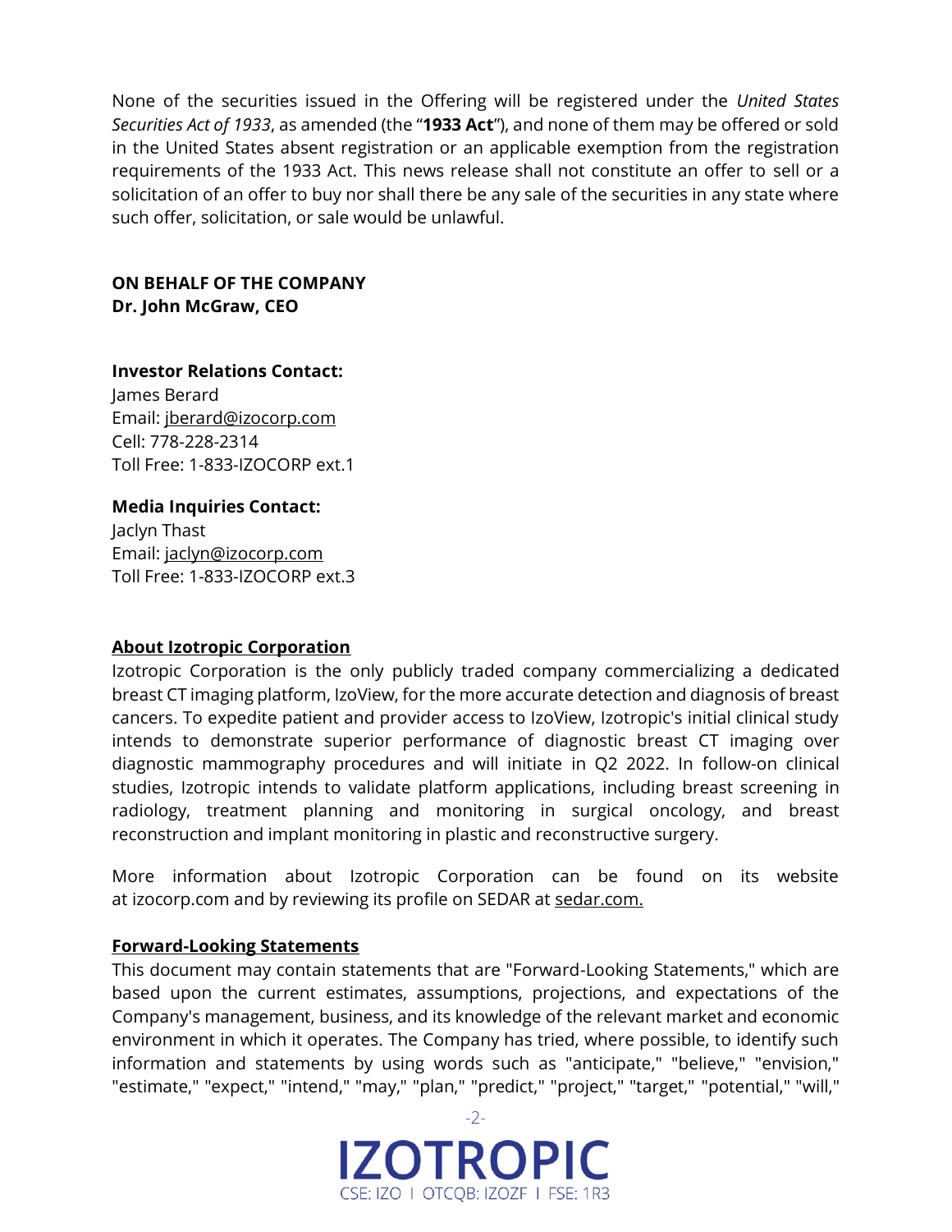None of the securities issued in the Offering will be registered under the *United States Securities Act of 1933*, as amended (the "**1933 Act**"), and none of them may be offered or sold in the United States absent registration or an applicable exemption from the registration requirements of the 1933 Act. This news release shall not constitute an offer to sell or a solicitation of an offer to buy nor shall there be any sale of the securities in any state where such offer, solicitation, or sale would be unlawful.

**ON BEHALF OF THE COMPANY**
**Dr. John McGraw, CEO**

**Investor Relations Contact:**
James Berard
Email: jberard@izocorp.com
Cell: 778-228-2314
Toll Free: 1-833-IZOCORP ext.1

**Media Inquiries Contact:**
Jaclyn Thast
Email: jaclyn@izocorp.com
Toll Free: 1-833-IZOCORP ext.3

**About Izotropic Corporation**

Izotropic Corporation is the only publicly traded company commercializing a dedicated breast CT imaging platform, IzoView, for the more accurate detection and diagnosis of breast cancers. To expedite patient and provider access to IzoView, Izotropic's initial clinical study intends to demonstrate superior performance of diagnostic breast CT imaging over diagnostic mammography procedures and will initiate in Q2 2022. In follow-on clinical studies, Izotropic intends to validate platform applications, including breast screening in radiology, treatment planning and monitoring in surgical oncology, and breast reconstruction and implant monitoring in plastic and reconstructive surgery.

More information about Izotropic Corporation can be found on its website at izocorp.com and by reviewing its profile on SEDAR at sedar.com.

**Forward-Looking Statements**

This document may contain statements that are "Forward-Looking Statements," which are based upon the current estimates, assumptions, projections, and expectations of the Company's management, business, and its knowledge of the relevant market and economic environment in which it operates. The Company has tried, where possible, to identify such information and statements by using words such as "anticipate," "believe," "envision," "estimate," "expect," "intend," "may," "plan," "predict," "project," "target," "potential," "will,"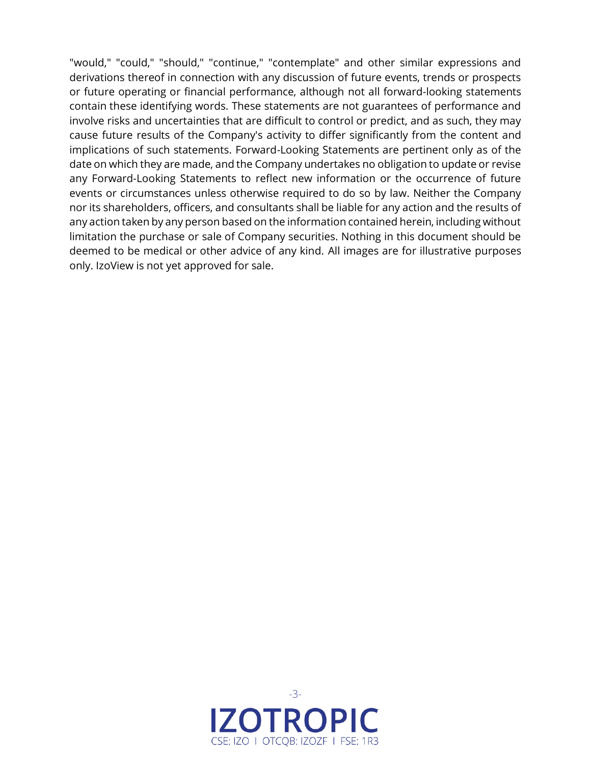"would," "could," "should," "continue," "contemplate" and other similar expressions and derivations thereof in connection with any discussion of future events, trends or prospects or future operating or financial performance, although not all forward-looking statements contain these identifying words. These statements are not guarantees of performance and involve risks and uncertainties that are difficult to control or predict, and as such, they may cause future results of the Company's activity to differ significantly from the content and implications of such statements. Forward-Looking Statements are pertinent only as of the date on which they are made, and the Company undertakes no obligation to update or revise any Forward-Looking Statements to reflect new information or the occurrence of future events or circumstances unless otherwise required to do so by law. Neither the Company nor its shareholders, officers, and consultants shall be liable for any action and the results of any action taken by any person based on the information contained herein, including without limitation the purchase or sale of Company securities. Nothing in this document should be deemed to be medical or other advice of any kind. All images are for illustrative purposes only. IzoView is not yet approved for sale.